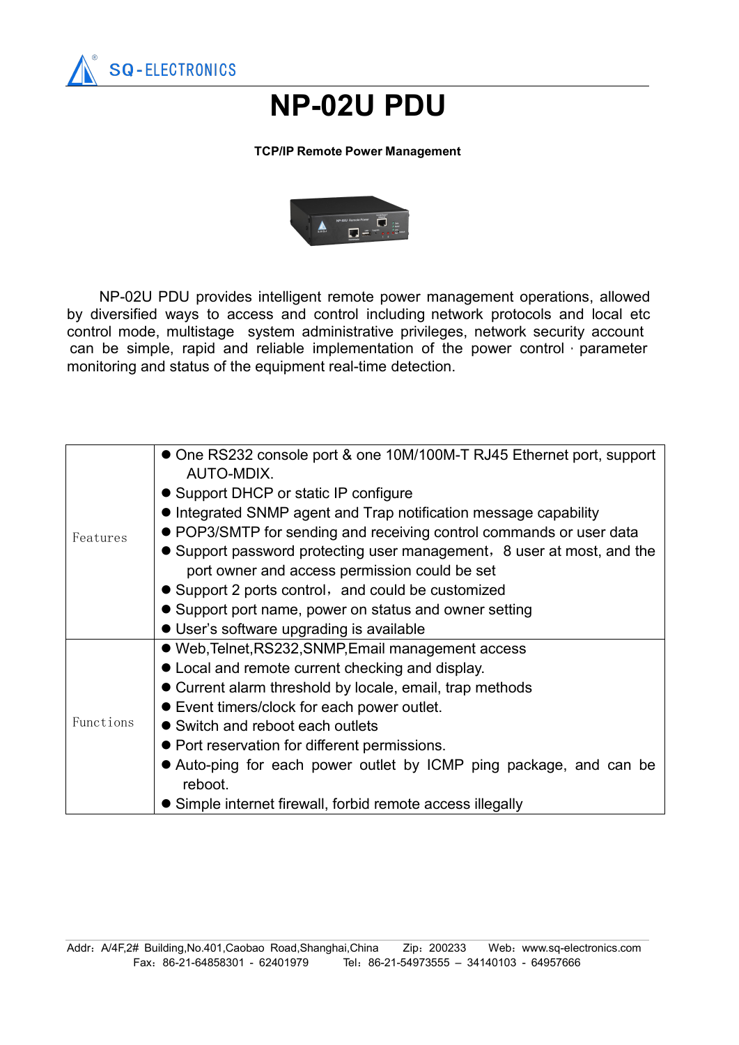SQ-ELECTRONICS

# NP-02U PDU

**TCP/IP Remote Power Management**

NP-02U PDU provides intelligent remote power management operations, allowed by diversified ways to access and control including network protocols and local etc control mode, multistage system administrative privileges, network security account can be simple, rapid and reliable implementation of the power control · parameter monitoring and status of the equipment real-time detection.

| | |
|---|---|
| Features | ● One RS232 console port & one 10M/100M-T RJ45 Ethernet port, support AUTO-MDIX.<br>● Support DHCP or static IP configure<br>● Integrated SNMP agent and Trap notification message capability<br>● POP3/SMTP for sending and receiving control commands or user data<br>● Support password protecting user management，8 user at most, and the port owner and access permission could be set<br>● Support 2 ports control，and could be customized<br>● Support port name, power on status and owner setting<br>● User's software upgrading is available |
| Functions | ● Web,Telnet,RS232,SNMP,Email management access<br>● Local and remote current checking and display.<br>● Current alarm threshold by locale, email, trap methods<br>● Event timers/clock for each power outlet.<br>● Switch and reboot each outlets<br>● Port reservation for different permissions.<br>● Auto-ping for each power outlet by ICMP ping package, and can be reboot.<br>● Simple internet firewall, forbid remote access illegally |

Addr：A/4F,2# Building,No.401,Caobao Road,Shanghai,China Zip：200233 Web：www.sq-electronics.com
Fax：86-21-64858301 - 62401979 Tel：86-21-54973555 – 34140103 - 64957666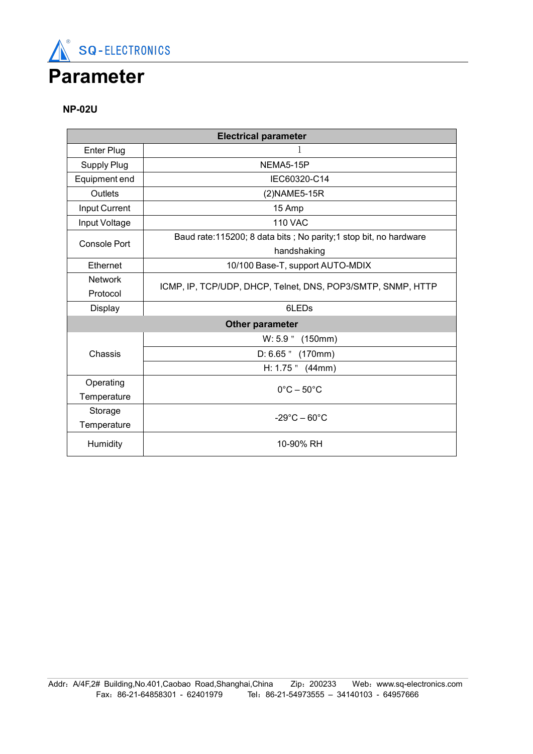# Parameter

**NP-02U**

| Electrical parameter | |
| --- | --- |
| Enter Plug | 1 |
| Supply Plug | NEMA5-15P |
| Equipment end | IEC60320-C14 |
| Outlets | (2)NAME5-15R |
| Input Current | 15 Amp |
| Input Voltage | 110 VAC |
| Console Port | Baud rate:115200; 8 data bits ; No parity;1 stop bit, no hardware handshaking |
| Ethernet | 10/100 Base-T, support AUTO-MDIX |
| Network Protocol | ICMP, IP, TCP/UDP, DHCP, Telnet, DNS, POP3/SMTP, SNMP, HTTP |
| Display | 6LEDs |
| **Other parameter** | |
| Chassis | W: 5.9＂ (150mm) |
| | D: 6.65＂ (170mm) |
| | H: 1.75＂ (44mm) |
| Operating Temperature | 0°C – 50°C |
| Storage Temperature | -29°C – 60°C |
| Humidity | 10-90% RH |

Addr：A/4F,2# Building,No.401,Caobao Road,Shanghai,China Zip：200233 Web：www.sq-electronics.com
Fax：86-21-64858301 - 62401979 Tel：86-21-54973555 – 34140103 - 64957666